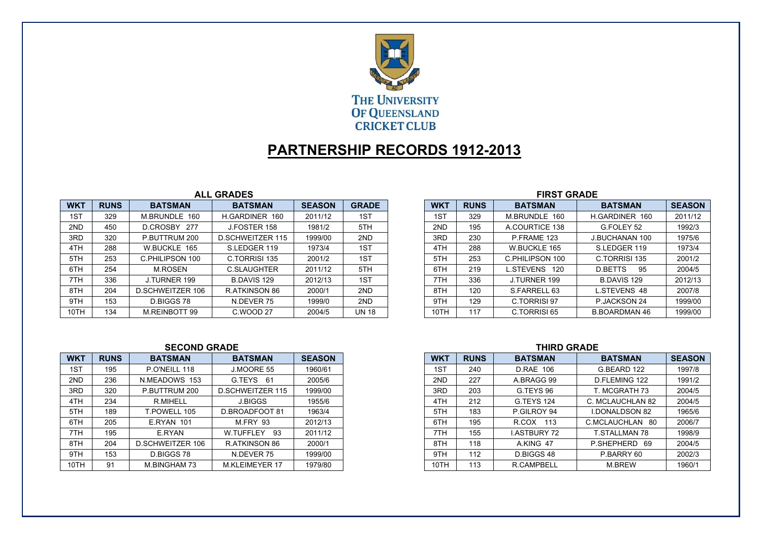THE UNIVERSITY OF QUEENSLAND CRICKET CLUB

# PARTNERSHIP RECORDS 1912-2013

## ALL GRADES

| WKT | RUNS | BATSMAN | BATSMAN | SEASON | GRADE |
|---|---|---|---|---|---|
| 1ST | 329 | M.BRUNDLE 160 | H.GARDINER 160 | 2011/12 | 1ST |
| 2ND | 450 | D.CROSBY 277 | J.FOSTER 158 | 1981/2 | 5TH |
| 3RD | 320 | P.BUTTRUM 200 | D.SCHWEITZER 115 | 1999/00 | 2ND |
| 4TH | 288 | W.BUCKLE 165 | S.LEDGER 119 | 1973/4 | 1ST |
| 5TH | 253 | C.PHILIPSON 100 | C.TORRISI 135 | 2001/2 | 1ST |
| 6TH | 254 | M.ROSEN | C.SLAUGHTER | 2011/12 | 5TH |
| 7TH | 336 | J.TURNER 199 | B.DAVIS 129 | 2012/13 | 1ST |
| 8TH | 204 | D.SCHWEITZER 106 | R.ATKINSON 86 | 2000/1 | 2ND |
| 9TH | 153 | D.BIGGS 78 | N.DEVER 75 | 1999/0 | 2ND |
| 10TH | 134 | M.REINBOTT 99 | C.WOOD 27 | 2004/5 | UN 18 |

## FIRST GRADE

| WKT | RUNS | BATSMAN | BATSMAN | SEASON |
|---|---|---|---|---|
| 1ST | 329 | M.BRUNDLE 160 | H.GARDINER 160 | 2011/12 |
| 2ND | 195 | A.COURTICE 138 | G.FOLEY 52 | 1992/3 |
| 3RD | 230 | P.FRAME 123 | J.BUCHANAN 100 | 1975/6 |
| 4TH | 288 | W.BUCKLE 165 | S.LEDGER 119 | 1973/4 |
| 5TH | 253 | C.PHILIPSON 100 | C.TORRISI 135 | 2001/2 |
| 6TH | 219 | L.STEVENS 120 | D.BETTS 95 | 2004/5 |
| 7TH | 336 | J.TURNER 199 | B.DAVIS 129 | 2012/13 |
| 8TH | 120 | S.FARRELL 63 | L.STEVENS 48 | 2007/8 |
| 9TH | 129 | C.TORRISI 97 | P.JACKSON 24 | 1999/00 |
| 10TH | 117 | C.TORRISI 65 | B.BOARDMAN 46 | 1999/00 |

## SECOND GRADE

| WKT | RUNS | BATSMAN | BATSMAN | SEASON |
|---|---|---|---|---|
| 1ST | 195 | P.O'NEILL 118 | J.MOORE 55 | 1960/61 |
| 2ND | 236 | N.MEADOWS 153 | G.TEYS 61 | 2005/6 |
| 3RD | 320 | P.BUTTRUM 200 | D.SCHWEITZER 115 | 1999/00 |
| 4TH | 234 | R.MIHELL | J.BIGGS | 1955/6 |
| 5TH | 189 | T.POWELL 105 | D.BROADFOOT 81 | 1963/4 |
| 6TH | 205 | E.RYAN 101 | M.FRY 93 | 2012/13 |
| 7TH | 195 | E.RYAN | W.TUFFLEY 93 | 2011/12 |
| 8TH | 204 | D.SCHWEITZER 106 | R.ATKINSON 86 | 2000/1 |
| 9TH | 153 | D.BIGGS 78 | N.DEVER 75 | 1999/00 |
| 10TH | 91 | M.BINGHAM 73 | M.KLEIMEYER 17 | 1979/80 |

## THIRD GRADE

| WKT | RUNS | BATSMAN | BATSMAN | SEASON |
|---|---|---|---|---|
| 1ST | 240 | D.RAE 106 | G.BEARD 122 | 1997/8 |
| 2ND | 227 | A.BRAGG 99 | D.FLEMING 122 | 1991/2 |
| 3RD | 203 | G.TEYS 96 | T. MCGRATH 73 | 2004/5 |
| 4TH | 212 | G.TEYS 124 | C. MCLAUCHLAN 82 | 2004/5 |
| 5TH | 183 | P.GILROY 94 | I.DONALDSON 82 | 1965/6 |
| 6TH | 195 | R.COX 113 | C.MCLAUCHLAN 80 | 2006/7 |
| 7TH | 155 | I.ASTBURY 72 | T.STALLMAN 78 | 1998/9 |
| 8TH | 118 | A.KING 47 | P.SHEPHERD 69 | 2004/5 |
| 9TH | 112 | D.BIGGS 48 | P.BARRY 60 | 2002/3 |
| 10TH | 113 | R.CAMPBELL | M.BREW | 1960/1 |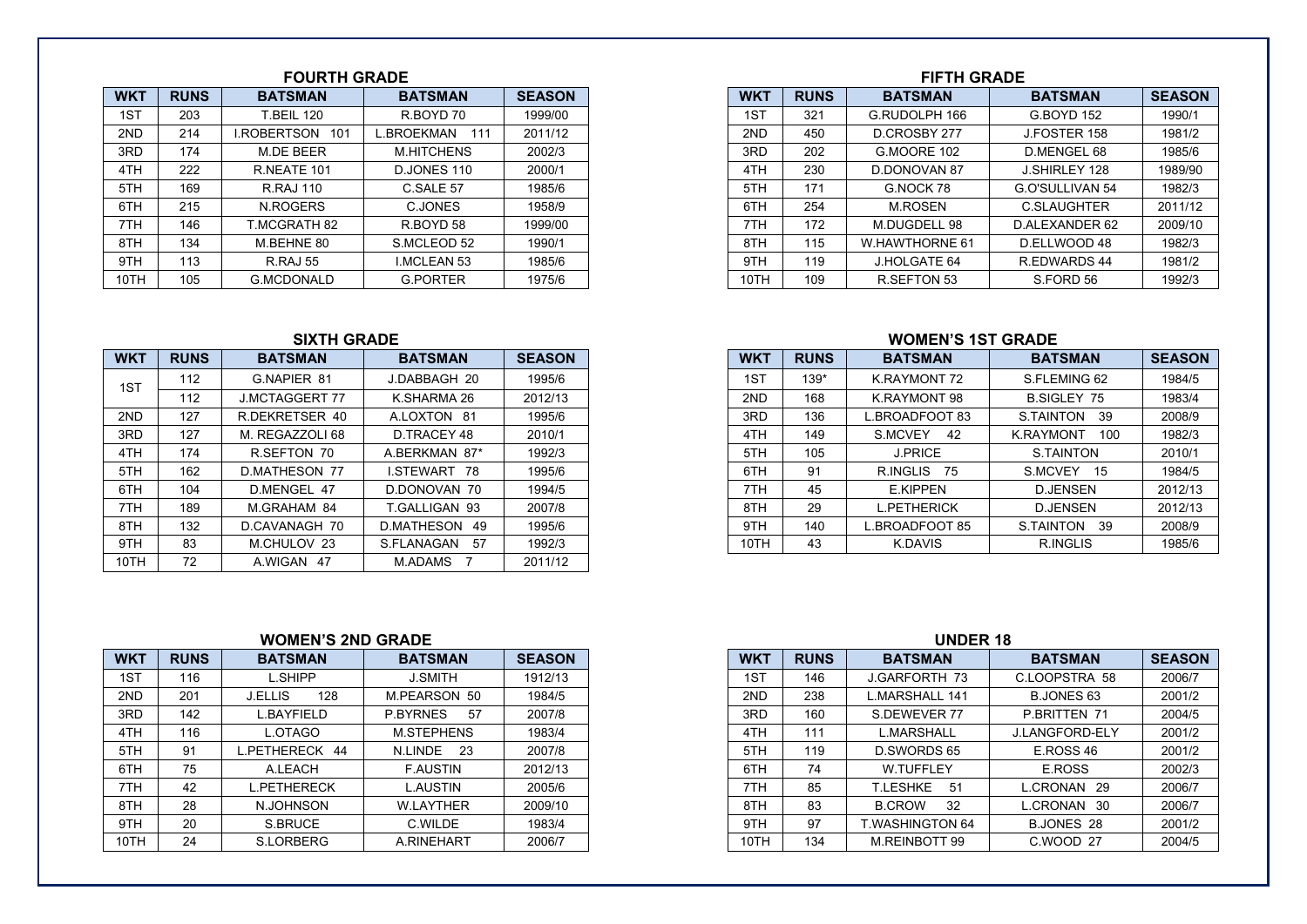## FOURTH GRADE

| WKT | RUNS | BATSMAN | BATSMAN | SEASON |
|---|---|---|---|---|
| 1ST | 203 | T.BEIL 120 | R.BOYD 70 | 1999/00 |
| 2ND | 214 | I.ROBERTSON 101 | L.BROEKMAN 111 | 2011/12 |
| 3RD | 174 | M.DE BEER | M.HITCHENS | 2002/3 |
| 4TH | 222 | R.NEATE 101 | D.JONES 110 | 2000/1 |
| 5TH | 169 | R.RAJ 110 | C.SALE 57 | 1985/6 |
| 6TH | 215 | N.ROGERS | C.JONES | 1958/9 |
| 7TH | 146 | T.MCGRATH 82 | R.BOYD 58 | 1999/00 |
| 8TH | 134 | M.BEHNE 80 | S.MCLEOD 52 | 1990/1 |
| 9TH | 113 | R.RAJ 55 | I.MCLEAN 53 | 1985/6 |
| 10TH | 105 | G.MCDONALD | G.PORTER | 1975/6 |

## FIFTH GRADE

| WKT | RUNS | BATSMAN | BATSMAN | SEASON |
|---|---|---|---|---|
| 1ST | 321 | G.RUDOLPH 166 | G.BOYD 152 | 1990/1 |
| 2ND | 450 | D.CROSBY 277 | J.FOSTER 158 | 1981/2 |
| 3RD | 202 | G.MOORE 102 | D.MENGEL 68 | 1985/6 |
| 4TH | 230 | D.DONOVAN 87 | J.SHIRLEY 128 | 1989/90 |
| 5TH | 171 | G.NOCK 78 | G.O'SULLIVAN 54 | 1982/3 |
| 6TH | 254 | M.ROSEN | C.SLAUGHTER | 2011/12 |
| 7TH | 172 | M.DUGDELL 98 | D.ALEXANDER 62 | 2009/10 |
| 8TH | 115 | W.HAWTHORNE 61 | D.ELLWOOD 48 | 1982/3 |
| 9TH | 119 | J.HOLGATE 64 | R.EDWARDS 44 | 1981/2 |
| 10TH | 109 | R.SEFTON 53 | S.FORD 56 | 1992/3 |

## SIXTH GRADE

| WKT | RUNS | BATSMAN | BATSMAN | SEASON |
|---|---|---|---|---|
| 1ST | 112 | G.NAPIER 81 | J.DABBAGH 20 | 1995/6 |
| | 112 | J.MCTAGGERT 77 | K.SHARMA 26 | 2012/13 |
| 2ND | 127 | R.DEKRETSER 40 | A.LOXTON 81 | 1995/6 |
| 3RD | 127 | M. REGAZZOLI 68 | D.TRACEY 48 | 2010/1 |
| 4TH | 174 | R.SEFTON 70 | A.BERKMAN 87* | 1992/3 |
| 5TH | 162 | D.MATHESON 77 | I.STEWART 78 | 1995/6 |
| 6TH | 104 | D.MENGEL 47 | D.DONOVAN 70 | 1994/5 |
| 7TH | 189 | M.GRAHAM 84 | T.GALLIGAN 93 | 2007/8 |
| 8TH | 132 | D.CAVANAGH 70 | D.MATHESON 49 | 1995/6 |
| 9TH | 83 | M.CHULOV 23 | S.FLANAGAN 57 | 1992/3 |
| 10TH | 72 | A.WIGAN 47 | M.ADAMS 7 | 2011/12 |

## WOMEN'S 1ST GRADE

| WKT | RUNS | BATSMAN | BATSMAN | SEASON |
|---|---|---|---|---|
| 1ST | 139* | K.RAYMONT 72 | S.FLEMING 62 | 1984/5 |
| 2ND | 168 | K.RAYMONT 98 | B.SIGLEY 75 | 1983/4 |
| 3RD | 136 | L.BROADFOOT 83 | S.TAINTON 39 | 2008/9 |
| 4TH | 149 | S.MCVEY 42 | K.RAYMONT 100 | 1982/3 |
| 5TH | 105 | J.PRICE | S.TAINTON | 2010/1 |
| 6TH | 91 | R.INGLIS 75 | S.MCVEY 15 | 1984/5 |
| 7TH | 45 | E.KIPPEN | D.JENSEN | 2012/13 |
| 8TH | 29 | L.PETHERICK | D.JENSEN | 2012/13 |
| 9TH | 140 | L.BROADFOOT 85 | S.TAINTON 39 | 2008/9 |
| 10TH | 43 | K.DAVIS | R.INGLIS | 1985/6 |

## WOMEN'S 2ND GRADE

| WKT | RUNS | BATSMAN | BATSMAN | SEASON |
|---|---|---|---|---|
| 1ST | 116 | L.SHIPP | J.SMITH | 1912/13 |
| 2ND | 201 | J.ELLIS 128 | M.PEARSON 50 | 1984/5 |
| 3RD | 142 | L.BAYFIELD | P.BYRNES 57 | 2007/8 |
| 4TH | 116 | L.OTAGO | M.STEPHENS | 1983/4 |
| 5TH | 91 | L.PETHERECK 44 | N.LINDE 23 | 2007/8 |
| 6TH | 75 | A.LEACH | F.AUSTIN | 2012/13 |
| 7TH | 42 | L.PETHERECK | L.AUSTIN | 2005/6 |
| 8TH | 28 | N.JOHNSON | W.LAYTHER | 2009/10 |
| 9TH | 20 | S.BRUCE | C.WILDE | 1983/4 |
| 10TH | 24 | S.LORBERG | A.RINEHART | 2006/7 |

## UNDER 18

| WKT | RUNS | BATSMAN | BATSMAN | SEASON |
|---|---|---|---|---|
| 1ST | 146 | J.GARFORTH 73 | C.LOOPSTRA 58 | 2006/7 |
| 2ND | 238 | L.MARSHALL 141 | B.JONES 63 | 2001/2 |
| 3RD | 160 | S.DEWEVER 77 | P.BRITTEN 71 | 2004/5 |
| 4TH | 111 | L.MARSHALL | J.LANGFORD-ELY | 2001/2 |
| 5TH | 119 | D.SWORDS 65 | E.ROSS 46 | 2001/2 |
| 6TH | 74 | W.TUFFLEY | E.ROSS | 2002/3 |
| 7TH | 85 | T.LESHKE 51 | L.CRONAN 29 | 2006/7 |
| 8TH | 83 | B.CROW 32 | L.CRONAN 30 | 2006/7 |
| 9TH | 97 | T.WASHINGTON 64 | B.JONES 28 | 2001/2 |
| 10TH | 134 | M.REINBOTT 99 | C.WOOD 27 | 2004/5 |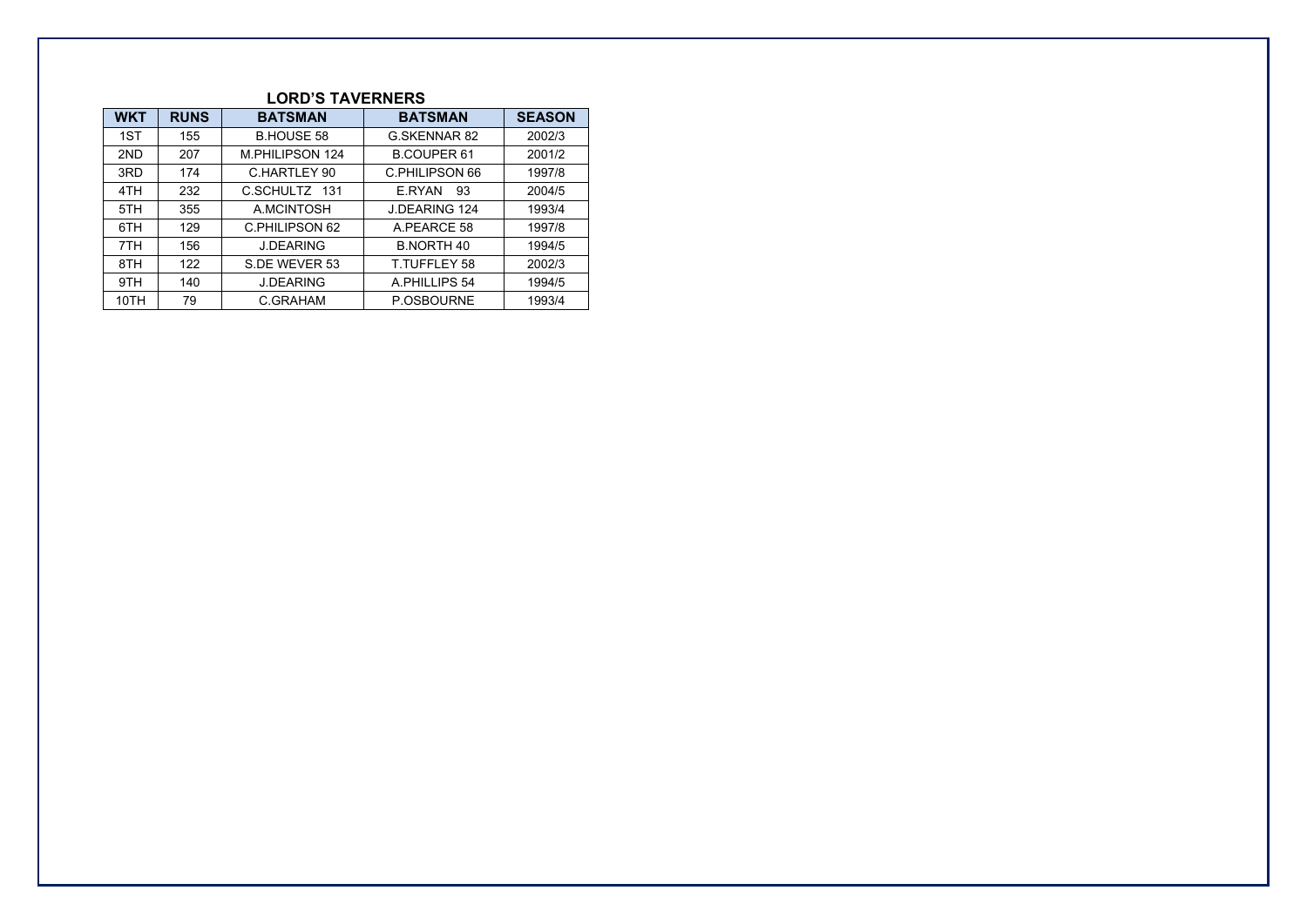## LORD'S TAVERNERS

| WKT | RUNS | BATSMAN | BATSMAN | SEASON |
|---|---|---|---|---|
| 1ST | 155 | B.HOUSE 58 | G.SKENNAR 82 | 2002/3 |
| 2ND | 207 | M.PHILIPSON 124 | B.COUPER 61 | 2001/2 |
| 3RD | 174 | C.HARTLEY 90 | C.PHILIPSON 66 | 1997/8 |
| 4TH | 232 | C.SCHULTZ 131 | E.RYAN 93 | 2004/5 |
| 5TH | 355 | A.MCINTOSH | J.DEARING 124 | 1993/4 |
| 6TH | 129 | C.PHILIPSON 62 | A.PEARCE 58 | 1997/8 |
| 7TH | 156 | J.DEARING | B.NORTH 40 | 1994/5 |
| 8TH | 122 | S.DE WEVER 53 | T.TUFFLEY 58 | 2002/3 |
| 9TH | 140 | J.DEARING | A.PHILLIPS 54 | 1994/5 |
| 10TH | 79 | C.GRAHAM | P.OSBOURNE | 1993/4 |